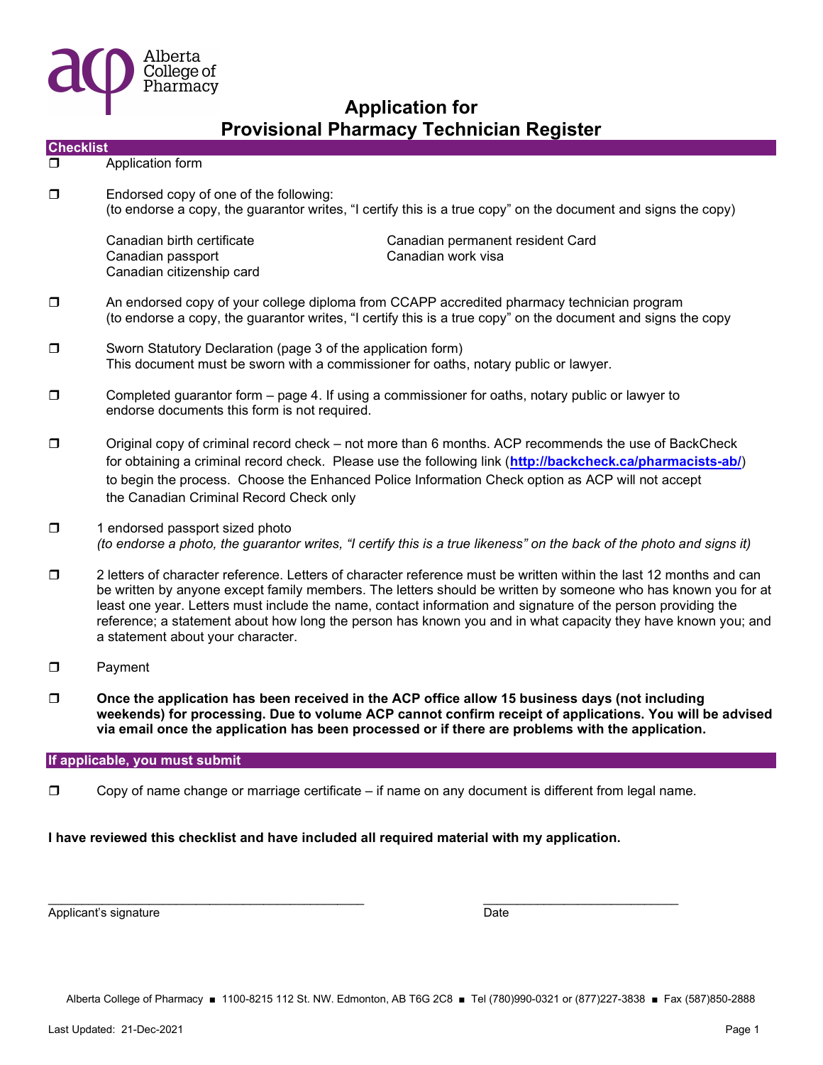Alberta College of Pharmacy

# Application for Provisional Pharmacy Technician Register

## Checklist

- ❒ Application form

- ❒ Endorsed copy of one of the following:
  (to endorse a copy, the guarantor writes, "I certify this is a true copy" on the document and signs the copy)

  - Canadian birth certificate
  - Canadian passport
  - Canadian citizenship card
  - Canadian permanent resident Card
  - Canadian work visa

- ❒ An endorsed copy of your college diploma from CCAPP accredited pharmacy technician program
  (to endorse a copy, the guarantor writes, "I certify this is a true copy" on the document and signs the copy

- ❒ Sworn Statutory Declaration (page 3 of the application form)
  This document must be sworn with a commissioner for oaths, notary public or lawyer.

- ❒ Completed guarantor form – page 4. If using a commissioner for oaths, notary public or lawyer to endorse documents this form is not required.

- ❒ Original copy of criminal record check – not more than 6 months. ACP recommends the use of BackCheck for obtaining a criminal record check. Please use the following link (**http://backcheck.ca/pharmacists-ab/**) to begin the process. Choose the Enhanced Police Information Check option as ACP will not accept the Canadian Criminal Record Check only

- ❒ 1 endorsed passport sized photo
  *(to endorse a photo, the guarantor writes, "I certify this is a true likeness" on the back of the photo and signs it)*

- ❒ 2 letters of character reference. Letters of character reference must be written within the last 12 months and can be written by anyone except family members. The letters should be written by someone who has known you for at least one year. Letters must include the name, contact information and signature of the person providing the reference; a statement about how long the person has known you and in what capacity they have known you; and a statement about your character.

- ❒ Payment

- ❒ **Once the application has been received in the ACP office allow 15 business days (not including weekends) for processing. Due to volume ACP cannot confirm receipt of applications. You will be advised via email once the application has been processed or if there are problems with the application.**

## If applicable, you must submit

- ❒ Copy of name change or marriage certificate – if name on any document is different from legal name.

**I have reviewed this checklist and have included all required material with my application.**

_______________________________________ Applicant's signature

_______________________________ Date

Alberta College of Pharmacy ■ 1100-8215 112 St. NW. Edmonton, AB T6G 2C8 ■ Tel (780)990-0321 or (877)227-3838 ■ Fax (587)850-2888

Last Updated: 21-Dec-2021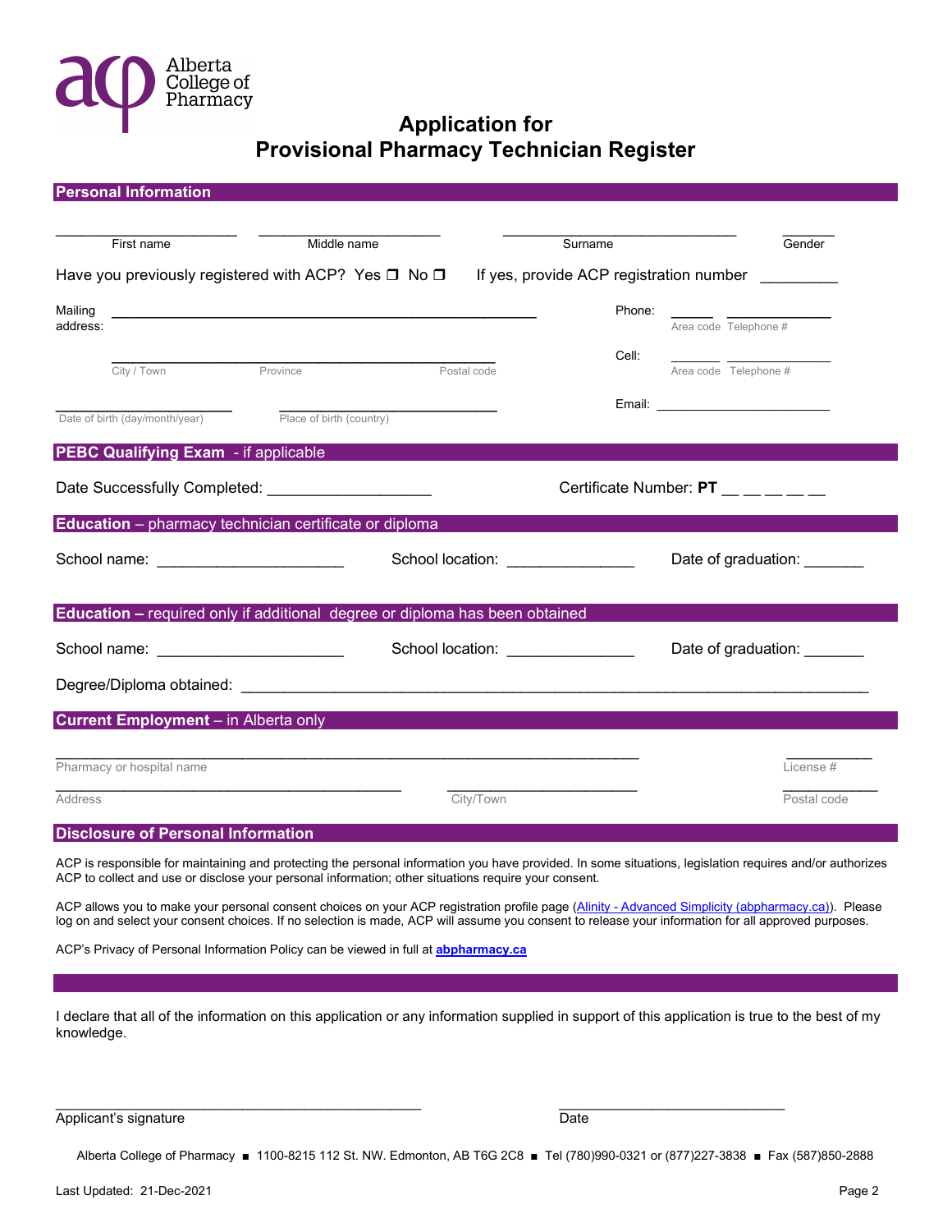Alberta College of Pharmacy

# Application for Provisional Pharmacy Technician Register

## Personal Information

\_\_\_\_\_\_\_\_\_\_\_\_\_\_\_\_\_\_\_\_ First name &nbsp;&nbsp; \_\_\_\_\_\_\_\_\_\_\_\_\_\_\_\_\_\_\_\_ Middle name &nbsp;&nbsp; \_\_\_\_\_\_\_\_\_\_\_\_\_\_\_\_\_\_\_\_ Surname &nbsp;&nbsp; \_\_\_\_\_\_ Gender

Have you previously registered with ACP? Yes ❒ No ❒ If yes, provide ACP registration number \_\_\_\_\_\_\_\_\_

Mailing address: \_\_\_\_\_\_\_\_\_\_\_\_\_\_\_\_\_\_\_\_\_\_\_\_\_\_\_\_\_\_\_\_\_\_\_\_\_\_\_\_\_\_\_\_

\_\_\_\_\_\_\_\_\_\_\_\_\_\_\_\_\_\_\_\_\_\_\_\_\_\_\_\_\_\_\_\_\_\_\_\_\_\_\_\_\_\_\_\_
City / Town &nbsp;&nbsp; Province &nbsp;&nbsp; Postal code

Phone: \_\_\_\_\_ \_\_\_\_\_\_\_\_\_\_
Area code &nbsp; Telephone #

Cell: \_\_\_\_\_ \_\_\_\_\_\_\_\_\_\_
Area code &nbsp; Telephone #

\_\_\_\_\_\_\_\_\_\_\_\_\_\_\_\_\_\_\_\_ Date of birth (day/month/year) &nbsp;&nbsp; \_\_\_\_\_\_\_\_\_\_\_\_\_\_\_\_\_\_\_\_ Place of birth (country)

Email: \_\_\_\_\_\_\_\_\_\_\_\_\_\_\_\_\_\_\_\_\_\_\_\_

## PEBC Qualifying Exam - if applicable

Date Successfully Completed: \_\_\_\_\_\_\_\_\_\_\_\_\_\_\_\_\_\_\_ &nbsp;&nbsp; Certificate Number: **PT** \_\_ \_\_ \_\_ \_\_ \_\_

## Education – pharmacy technician certificate or diploma

School name: \_\_\_\_\_\_\_\_\_\_\_\_\_\_\_\_\_\_\_\_\_\_ &nbsp;&nbsp; School location: \_\_\_\_\_\_\_\_\_\_\_\_\_\_\_ &nbsp;&nbsp; Date of graduation: \_\_\_\_\_\_\_

## Education – required only if additional degree or diploma has been obtained

School name: \_\_\_\_\_\_\_\_\_\_\_\_\_\_\_\_\_\_\_\_\_\_ &nbsp;&nbsp; School location: \_\_\_\_\_\_\_\_\_\_\_\_\_\_\_ &nbsp;&nbsp; Date of graduation: \_\_\_\_\_\_\_

Degree/Diploma obtained: \_\_\_\_\_\_\_\_\_\_\_\_\_\_\_\_\_\_\_\_\_\_\_\_\_\_\_\_\_\_\_\_\_\_\_\_\_\_\_\_\_\_\_\_\_\_\_\_\_\_\_\_\_\_

## Current Employment – in Alberta only

\_\_\_\_\_\_\_\_\_\_\_\_\_\_\_\_\_\_\_\_\_\_\_\_\_\_\_\_\_\_\_\_\_\_\_\_\_\_\_\_\_\_\_\_\_\_\_\_ Pharmacy or hospital name &nbsp;&nbsp; \_\_\_\_\_\_\_\_\_\_ License #

\_\_\_\_\_\_\_\_\_\_\_\_\_\_\_\_\_\_\_\_\_\_\_\_\_\_\_\_\_\_\_\_ Address &nbsp;&nbsp; \_\_\_\_\_\_\_\_\_\_\_\_\_\_\_\_\_\_ City/Town &nbsp;&nbsp; \_\_\_\_\_\_\_\_\_\_ Postal code

## Disclosure of Personal Information

ACP is responsible for maintaining and protecting the personal information you have provided. In some situations, legislation requires and/or authorizes ACP to collect and use or disclose your personal information; other situations require your consent.

ACP allows you to make your personal consent choices on your ACP registration profile page (Alinity - Advanced Simplicity (abpharmacy.ca)). Please log on and select your consent choices. If no selection is made, ACP will assume you consent to release your information for all approved purposes.

ACP's Privacy of Personal Information Policy can be viewed in full at **abpharmacy.ca**

I declare that all of the information on this application or any information supplied in support of this application is true to the best of my knowledge.

\_\_\_\_\_\_\_\_\_\_\_\_\_\_\_\_\_\_\_\_\_\_\_\_\_\_\_\_\_\_\_\_\_\_\_\_ Applicant's signature &nbsp;&nbsp; \_\_\_\_\_\_\_\_\_\_\_\_\_\_\_\_\_\_\_\_\_\_\_ Date

Alberta College of Pharmacy ■ 1100-8215 112 St. NW. Edmonton, AB T6G 2C8 ■ Tel (780)990-0321 or (877)227-3838 ■ Fax (587)850-2888

Last Updated: 21-Dec-2021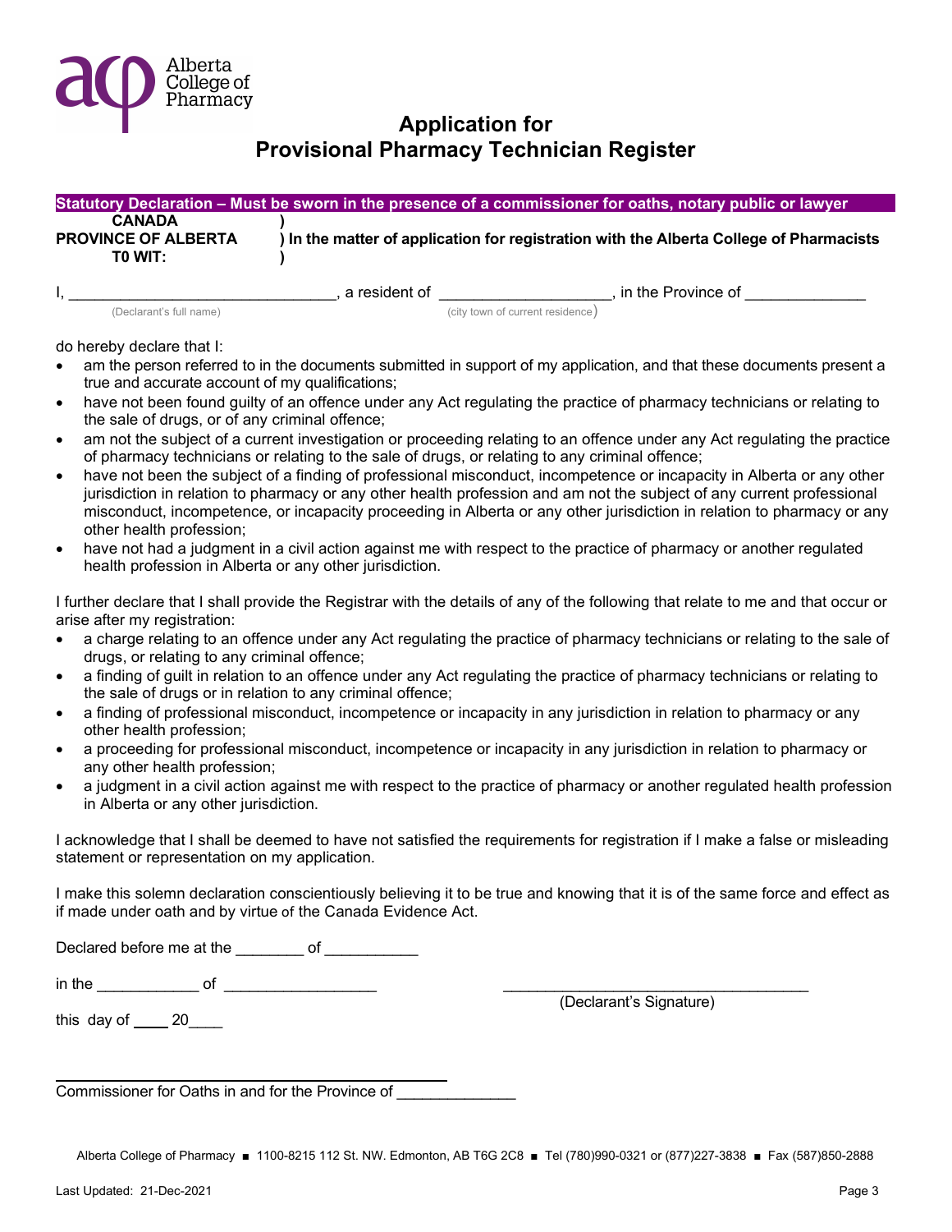Alberta College of Pharmacy

# Application for Provisional Pharmacy Technician Register

**Statutory Declaration – Must be sworn in the presence of a commissioner for oaths, notary public or lawyer**

**CANADA** )
**PROVINCE OF ALBERTA** ) **In the matter of application for registration with the Alberta College of Pharmacists**
**T0 WIT:** )

I, ______________________________, a resident of ___________________, in the Province of _____________
(Declarant's full name) (city town of current residence)

do hereby declare that I:

- am the person referred to in the documents submitted in support of my application, and that these documents present a true and accurate account of my qualifications;
- have not been found guilty of an offence under any Act regulating the practice of pharmacy technicians or relating to the sale of drugs, or of any criminal offence;
- am not the subject of a current investigation or proceeding relating to an offence under any Act regulating the practice of pharmacy technicians or relating to the sale of drugs, or relating to any criminal offence;
- have not been the subject of a finding of professional misconduct, incompetence or incapacity in Alberta or any other jurisdiction in relation to pharmacy or any other health profession and am not the subject of any current professional misconduct, incompetence, or incapacity proceeding in Alberta or any other jurisdiction in relation to pharmacy or any other health profession;
- have not had a judgment in a civil action against me with respect to the practice of pharmacy or another regulated health profession in Alberta or any other jurisdiction.

I further declare that I shall provide the Registrar with the details of any of the following that relate to me and that occur or arise after my registration:

- a charge relating to an offence under any Act regulating the practice of pharmacy technicians or relating to the sale of drugs, or relating to any criminal offence;
- a finding of guilt in relation to an offence under any Act regulating the practice of pharmacy technicians or relating to the sale of drugs or in relation to any criminal offence;
- a finding of professional misconduct, incompetence or incapacity in any jurisdiction in relation to pharmacy or any other health profession;
- a proceeding for professional misconduct, incompetence or incapacity in any jurisdiction in relation to pharmacy or any other health profession;
- a judgment in a civil action against me with respect to the practice of pharmacy or another regulated health profession in Alberta or any other jurisdiction.

I acknowledge that I shall be deemed to have not satisfied the requirements for registration if I make a false or misleading statement or representation on my application.

I make this solemn declaration conscientiously believing it to be true and knowing that it is of the same force and effect as if made under oath and by virtue of the Canada Evidence Act.

Declared before me at the ________ of ___________

in the ___________ of _________________ ___________________________________
(Declarant's Signature)

this day of ____ 20____

_____________________________________________
Commissioner for Oaths in and for the Province of _____________

Alberta College of Pharmacy ■ 1100-8215 112 St. NW. Edmonton, AB T6G 2C8 ■ Tel (780)990-0321 or (877)227-3838 ■ Fax (587)850-2888

Last Updated: 21-Dec-2021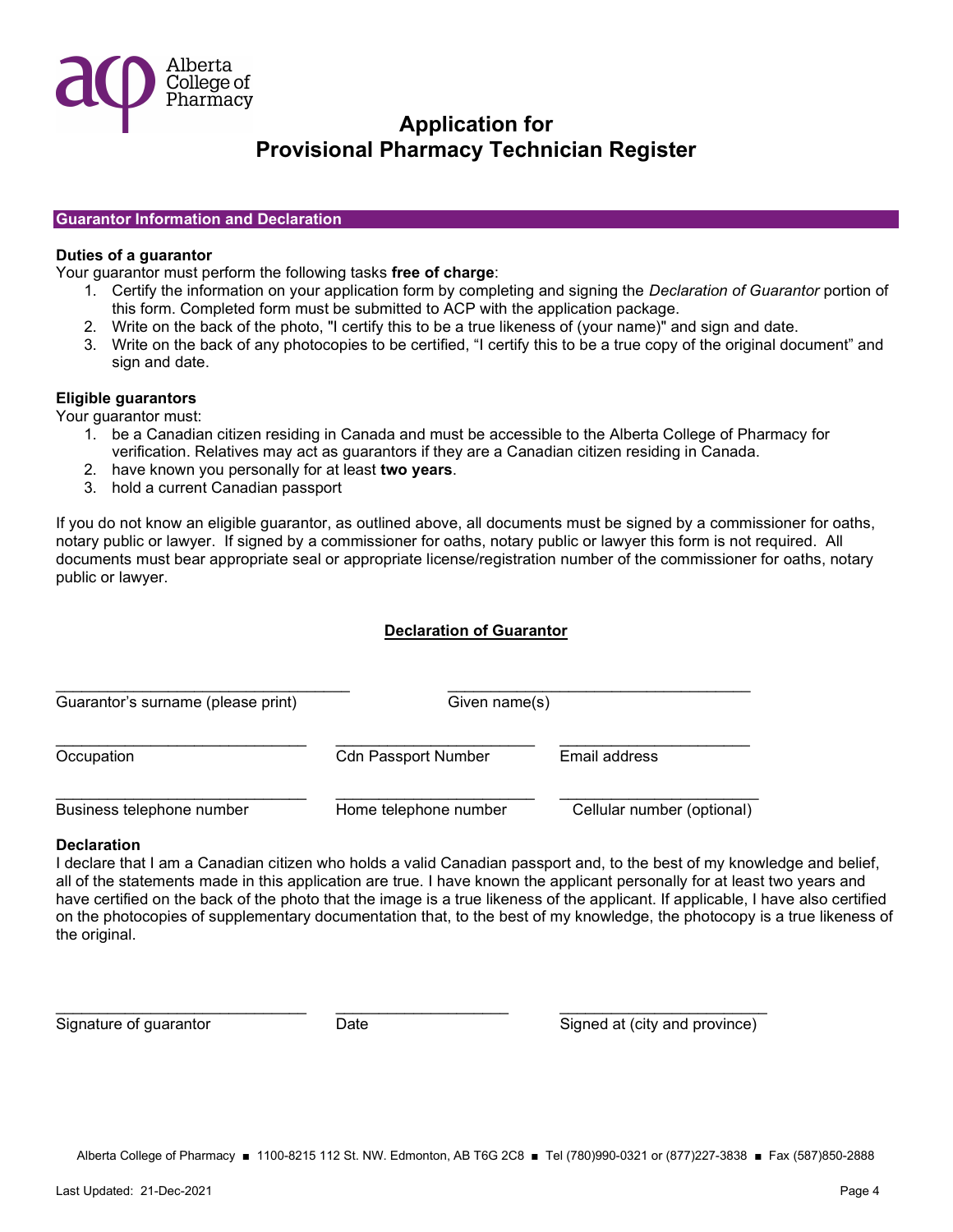# Application for Provisional Pharmacy Technician Register

## Guarantor Information and Declaration

### Duties of a guarantor

Your guarantor must perform the following tasks **free of charge**:

1. Certify the information on your application form by completing and signing the *Declaration of Guarantor* portion of this form. Completed form must be submitted to ACP with the application package.
2. Write on the back of the photo, "I certify this to be a true likeness of (your name)" and sign and date.
3. Write on the back of any photocopies to be certified, "I certify this to be a true copy of the original document" and sign and date.

### Eligible guarantors

Your guarantor must:

1. be a Canadian citizen residing in Canada and must be accessible to the Alberta College of Pharmacy for verification. Relatives may act as guarantors if they are a Canadian citizen residing in Canada.
2. have known you personally for at least **two years**.
3. hold a current Canadian passport

If you do not know an eligible guarantor, as outlined above, all documents must be signed by a commissioner for oaths, notary public or lawyer. If signed by a commissioner for oaths, notary public or lawyer this form is not required. All documents must bear appropriate seal or appropriate license/registration number of the commissioner for oaths, notary public or lawyer.

### Declaration of Guarantor

| | |
|---|---|
| ______________________________ | ______________________________ |
| Guarantor's surname (please print) | Given name(s) |

| | | |
|---|---|---|
| ______________________________ | ______________________________ | ______________________________ |
| Occupation | Cdn Passport Number | Email address |
| ______________________________ | ______________________________ | ______________________________ |
| Business telephone number | Home telephone number | Cellular number (optional) |

**Declaration**

I declare that I am a Canadian citizen who holds a valid Canadian passport and, to the best of my knowledge and belief, all of the statements made in this application are true. I have known the applicant personally for at least two years and have certified on the back of the photo that the image is a true likeness of the applicant. If applicable, I have also certified on the photocopies of supplementary documentation that, to the best of my knowledge, the photocopy is a true likeness of the original.

| | | |
|---|---|---|
| ______________________________ | ______________________________ | ______________________________ |
| Signature of guarantor | Date | Signed at (city and province) |

Alberta College of Pharmacy ■ 1100-8215 112 St. NW. Edmonton, AB T6G 2C8 ■ Tel (780)990-0321 or (877)227-3838 ■ Fax (587)850-2888

Last Updated: 21-Dec-2021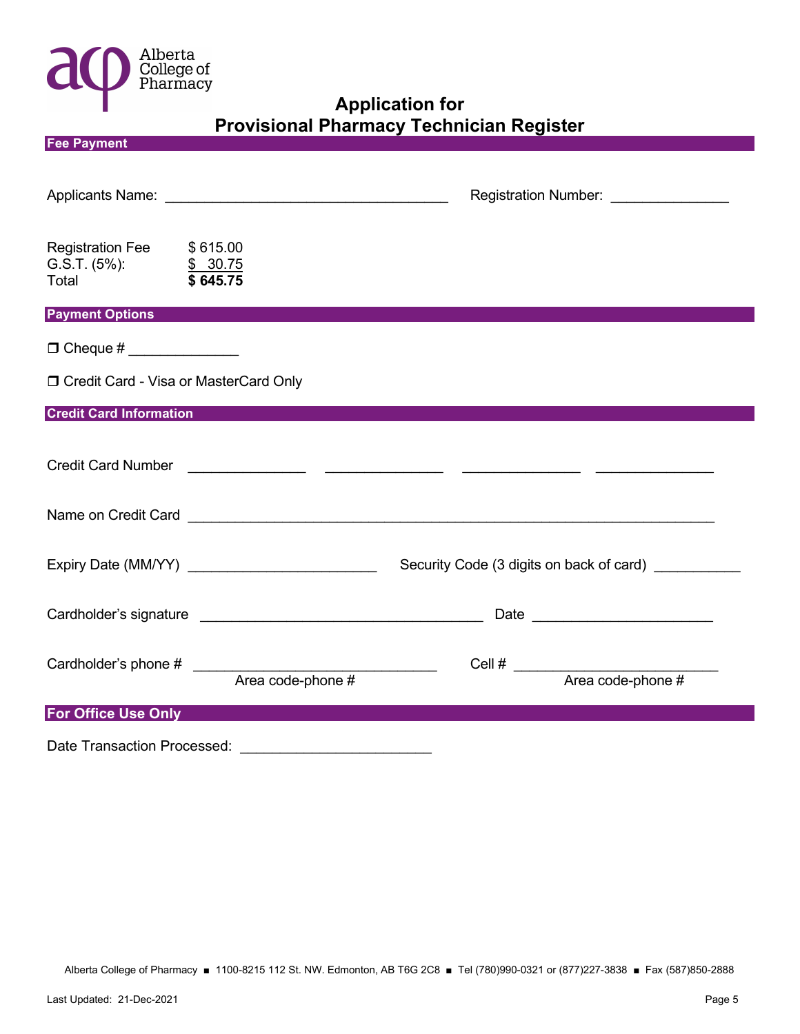Alberta College of Pharmacy

# Application for Provisional Pharmacy Technician Register

## Fee Payment

Applicants Name: ___________________________________ Registration Number: ______________

| | |
|---|---|
| Registration Fee | $ 615.00 |
| G.S.T. (5%): | $ 30.75 |
| Total | **$ 645.75** |

## Payment Options

❒ Cheque # _____________

❒ Credit Card - Visa or MasterCard Only

## Credit Card Information

Credit Card Number ______________ ______________ ______________ ______________

Name on Credit Card _________________________________________________________________

Expiry Date (MM/YY) ________________________ Security Code (3 digits on back of card) __________

Cardholder's signature ___________________________________ Date ______________________

Cardholder's phone # _____________________________ Cell # _________________________
Area code-phone # Area code-phone #

## For Office Use Only

Date Transaction Processed: ________________________

Alberta College of Pharmacy ■ 1100-8215 112 St. NW. Edmonton, AB T6G 2C8 ■ Tel (780)990-0321 or (877)227-3838 ■ Fax (587)850-2888

Last Updated: 21-Dec-2021